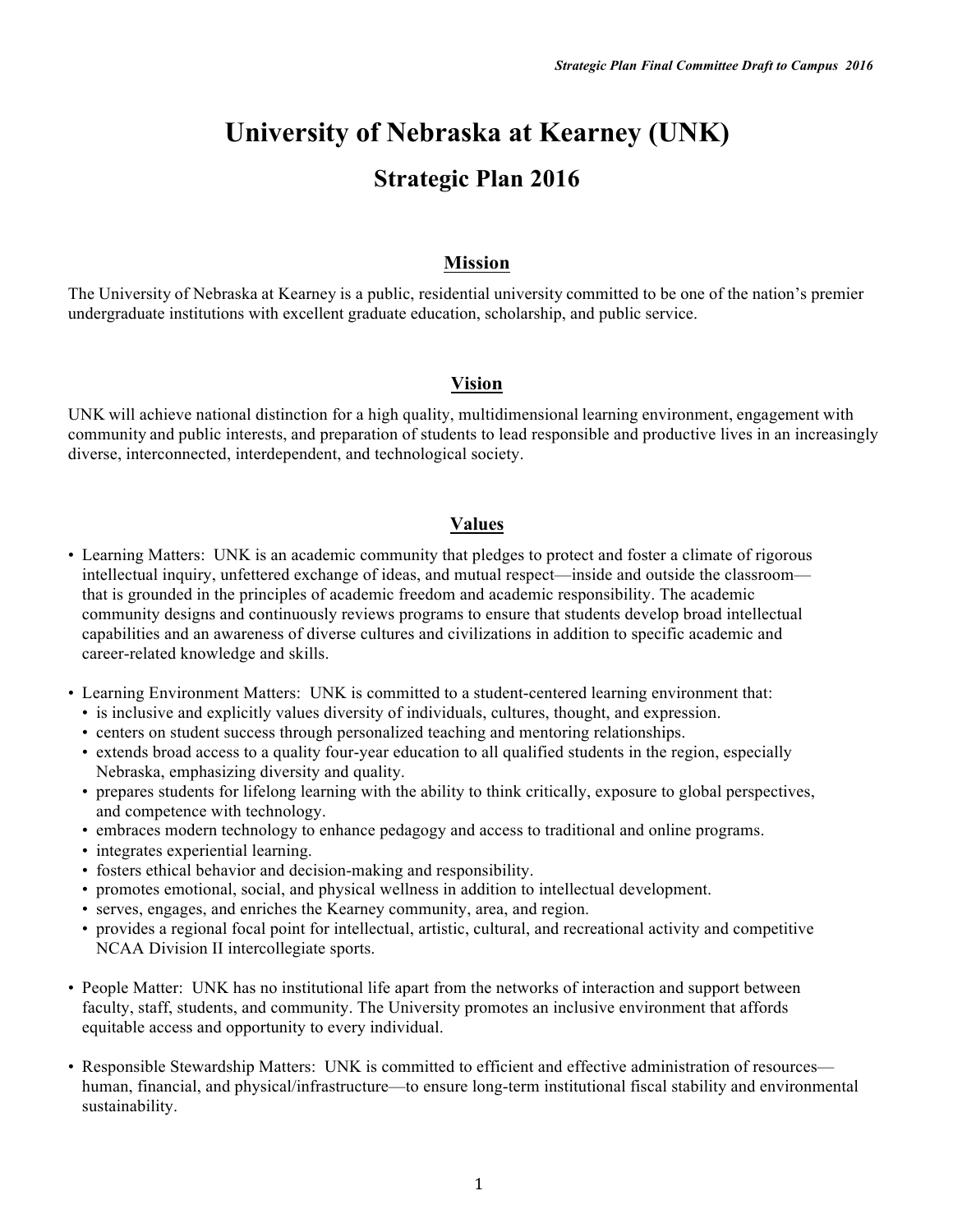# University of Nebraska at Kearney (UNK)

## Strategic Plan 2016

### Mission

The University of Nebraska at Kearney is a public, residential university committed to be one of the nation's premier undergraduate institutions with excellent graduate education, scholarship, and public service.

### Vision

UNK will achieve national distinction for a high quality, multidimensional learning environment, engagement with community and public interests, and preparation of students to lead responsible and productive lives in an increasingly diverse, interconnected, interdependent, and technological society.

### Values

- Learning Matters: UNK is an academic community that pledges to protect and foster a climate of rigorous intellectual inquiry, unfettered exchange of ideas, and mutual respect—inside and outside the classroom—that is grounded in the principles of academic freedom and academic responsibility. The academic community designs and continuously reviews programs to ensure that students develop broad intellectual capabilities and an awareness of diverse cultures and civilizations in addition to specific academic and career-related knowledge and skills.

- Learning Environment Matters: UNK is committed to a student-centered learning environment that:
  - is inclusive and explicitly values diversity of individuals, cultures, thought, and expression.
  - centers on student success through personalized teaching and mentoring relationships.
  - extends broad access to a quality four-year education to all qualified students in the region, especially Nebraska, emphasizing diversity and quality.
  - prepares students for lifelong learning with the ability to think critically, exposure to global perspectives, and competence with technology.
  - embraces modern technology to enhance pedagogy and access to traditional and online programs.
  - integrates experiential learning.
  - fosters ethical behavior and decision-making and responsibility.
  - promotes emotional, social, and physical wellness in addition to intellectual development.
  - serves, engages, and enriches the Kearney community, area, and region.
  - provides a regional focal point for intellectual, artistic, cultural, and recreational activity and competitive NCAA Division II intercollegiate sports.

- People Matter: UNK has no institutional life apart from the networks of interaction and support between faculty, staff, students, and community. The University promotes an inclusive environment that affords equitable access and opportunity to every individual.

- Responsible Stewardship Matters: UNK is committed to efficient and effective administration of resources—human, financial, and physical/infrastructure—to ensure long-term institutional fiscal stability and environmental sustainability.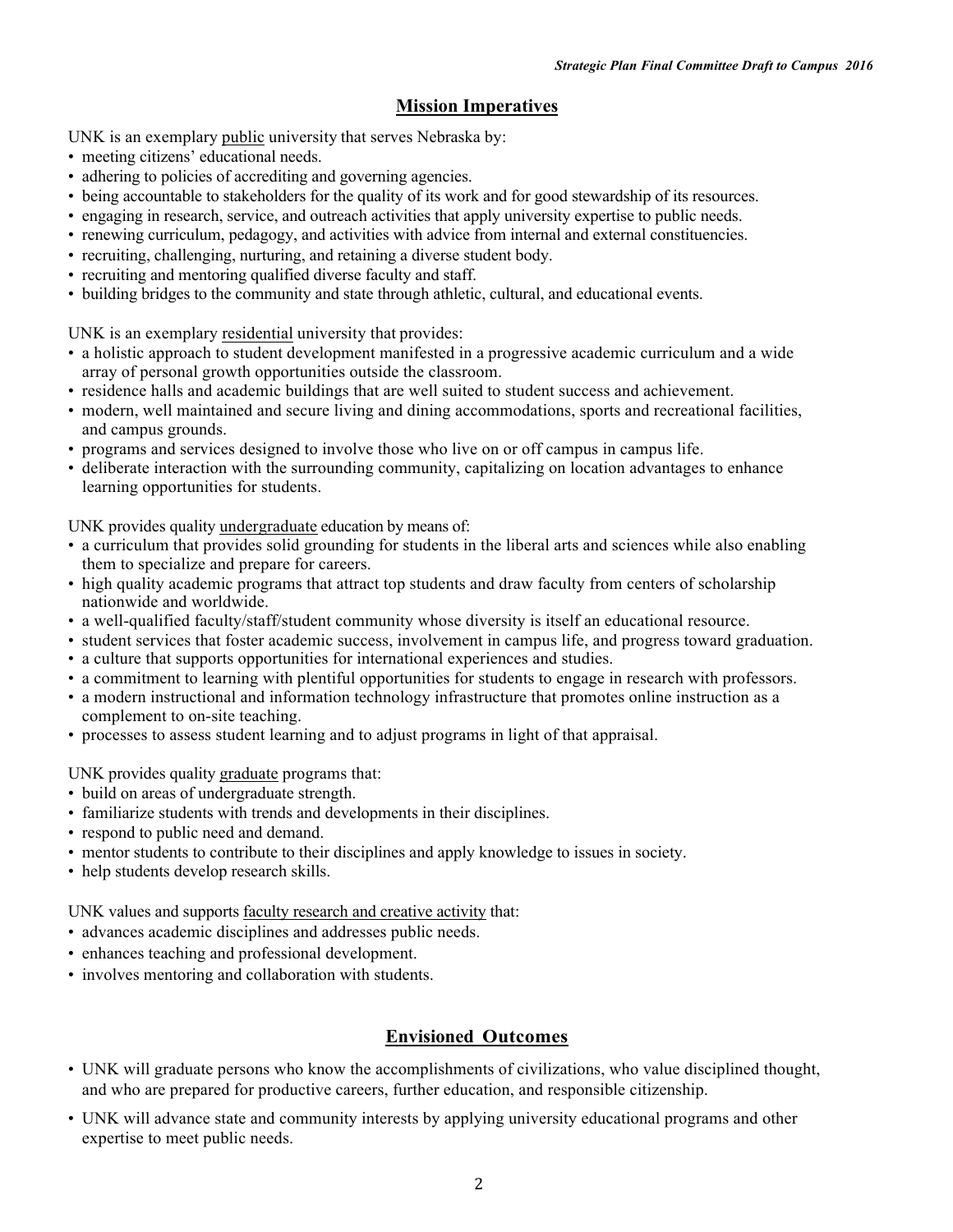## Mission Imperatives

UNK is an exemplary <u>public</u> university that serves Nebraska by:

- meeting citizens' educational needs.
- adhering to policies of accrediting and governing agencies.
- being accountable to stakeholders for the quality of its work and for good stewardship of its resources.
- engaging in research, service, and outreach activities that apply university expertise to public needs.
- renewing curriculum, pedagogy, and activities with advice from internal and external constituencies.
- recruiting, challenging, nurturing, and retaining a diverse student body.
- recruiting and mentoring qualified diverse faculty and staff.
- building bridges to the community and state through athletic, cultural, and educational events.

UNK is an exemplary <u>residential</u> university that provides:

- a holistic approach to student development manifested in a progressive academic curriculum and a wide array of personal growth opportunities outside the classroom.
- residence halls and academic buildings that are well suited to student success and achievement.
- modern, well maintained and secure living and dining accommodations, sports and recreational facilities, and campus grounds.
- programs and services designed to involve those who live on or off campus in campus life.
- deliberate interaction with the surrounding community, capitalizing on location advantages to enhance learning opportunities for students.

UNK provides quality <u>undergraduate</u> education by means of:

- a curriculum that provides solid grounding for students in the liberal arts and sciences while also enabling them to specialize and prepare for careers.
- high quality academic programs that attract top students and draw faculty from centers of scholarship nationwide and worldwide.
- a well-qualified faculty/staff/student community whose diversity is itself an educational resource.
- student services that foster academic success, involvement in campus life, and progress toward graduation.
- a culture that supports opportunities for international experiences and studies.
- a commitment to learning with plentiful opportunities for students to engage in research with professors.
- a modern instructional and information technology infrastructure that promotes online instruction as a complement to on-site teaching.
- processes to assess student learning and to adjust programs in light of that appraisal.

UNK provides quality <u>graduate</u> programs that:

- build on areas of undergraduate strength.
- familiarize students with trends and developments in their disciplines.
- respond to public need and demand.
- mentor students to contribute to their disciplines and apply knowledge to issues in society.
- help students develop research skills.

UNK values and supports <u>faculty research and creative activity</u> that:

- advances academic disciplines and addresses public needs.
- enhances teaching and professional development.
- involves mentoring and collaboration with students.

## Envisioned Outcomes

- UNK will graduate persons who know the accomplishments of civilizations, who value disciplined thought, and who are prepared for productive careers, further education, and responsible citizenship.
- UNK will advance state and community interests by applying university educational programs and other expertise to meet public needs.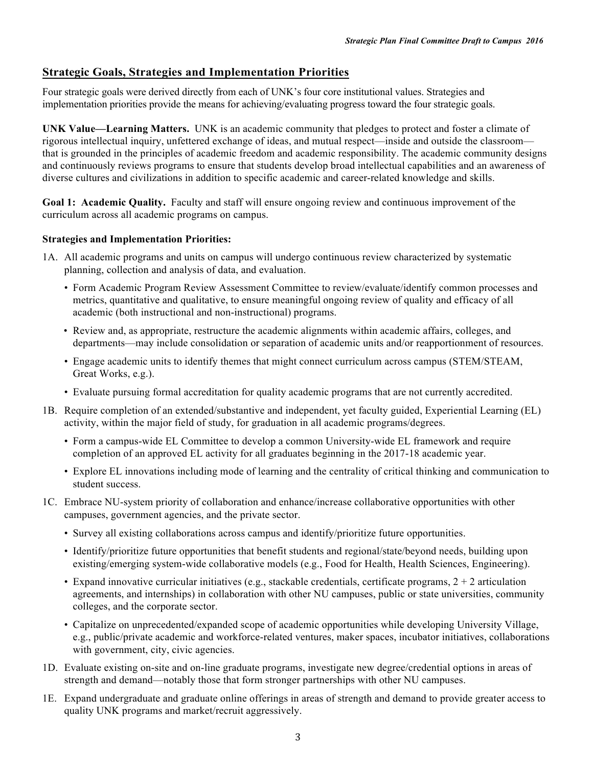## Strategic Goals, Strategies and Implementation Priorities

Four strategic goals were derived directly from each of UNK's four core institutional values. Strategies and implementation priorities provide the means for achieving/evaluating progress toward the four strategic goals.

**UNK Value—Learning Matters.** UNK is an academic community that pledges to protect and foster a climate of rigorous intellectual inquiry, unfettered exchange of ideas, and mutual respect—inside and outside the classroom—that is grounded in the principles of academic freedom and academic responsibility. The academic community designs and continuously reviews programs to ensure that students develop broad intellectual capabilities and an awareness of diverse cultures and civilizations in addition to specific academic and career-related knowledge and skills.

**Goal 1: Academic Quality.** Faculty and staff will ensure ongoing review and continuous improvement of the curriculum across all academic programs on campus.

**Strategies and Implementation Priorities:**

1A. All academic programs and units on campus will undergo continuous review characterized by systematic planning, collection and analysis of data, and evaluation.

- Form Academic Program Review Assessment Committee to review/evaluate/identify common processes and metrics, quantitative and qualitative, to ensure meaningful ongoing review of quality and efficacy of all academic (both instructional and non-instructional) programs.
- Review and, as appropriate, restructure the academic alignments within academic affairs, colleges, and departments—may include consolidation or separation of academic units and/or reapportionment of resources.
- Engage academic units to identify themes that might connect curriculum across campus (STEM/STEAM, Great Works, e.g.).
- Evaluate pursuing formal accreditation for quality academic programs that are not currently accredited.

1B. Require completion of an extended/substantive and independent, yet faculty guided, Experiential Learning (EL) activity, within the major field of study, for graduation in all academic programs/degrees.

- Form a campus-wide EL Committee to develop a common University-wide EL framework and require completion of an approved EL activity for all graduates beginning in the 2017-18 academic year.
- Explore EL innovations including mode of learning and the centrality of critical thinking and communication to student success.

1C. Embrace NU-system priority of collaboration and enhance/increase collaborative opportunities with other campuses, government agencies, and the private sector.

- Survey all existing collaborations across campus and identify/prioritize future opportunities.
- Identify/prioritize future opportunities that benefit students and regional/state/beyond needs, building upon existing/emerging system-wide collaborative models (e.g., Food for Health, Health Sciences, Engineering).
- Expand innovative curricular initiatives (e.g., stackable credentials, certificate programs, 2 + 2 articulation agreements, and internships) in collaboration with other NU campuses, public or state universities, community colleges, and the corporate sector.
- Capitalize on unprecedented/expanded scope of academic opportunities while developing University Village, e.g., public/private academic and workforce-related ventures, maker spaces, incubator initiatives, collaborations with government, city, civic agencies.

1D. Evaluate existing on-site and on-line graduate programs, investigate new degree/credential options in areas of strength and demand—notably those that form stronger partnerships with other NU campuses.

1E. Expand undergraduate and graduate online offerings in areas of strength and demand to provide greater access to quality UNK programs and market/recruit aggressively.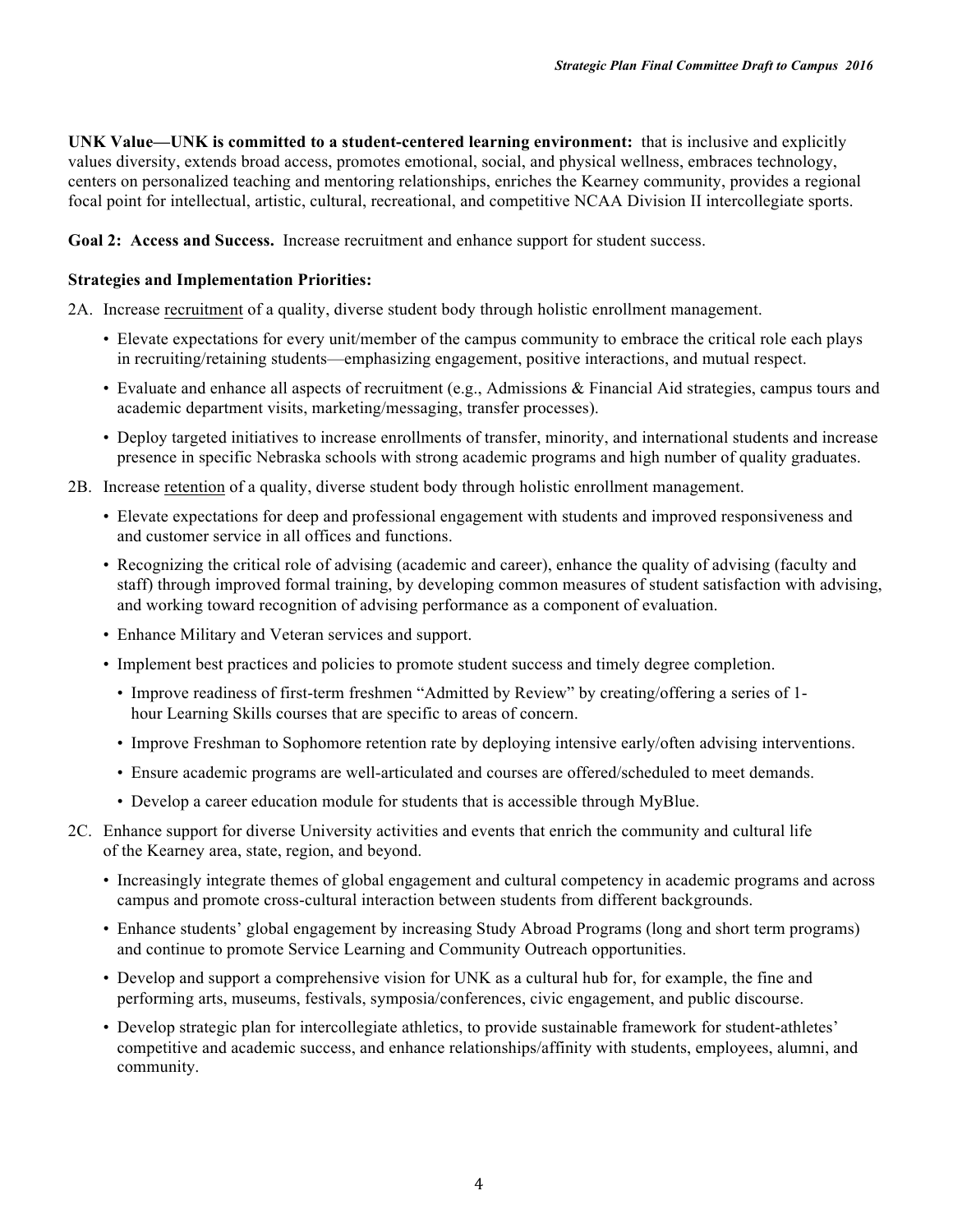**UNK Value—UNK is committed to a student-centered learning environment:** that is inclusive and explicitly values diversity, extends broad access, promotes emotional, social, and physical wellness, embraces technology, centers on personalized teaching and mentoring relationships, enriches the Kearney community, provides a regional focal point for intellectual, artistic, cultural, recreational, and competitive NCAA Division II intercollegiate sports.

**Goal 2: Access and Success.** Increase recruitment and enhance support for student success.

**Strategies and Implementation Priorities:**

2A. Increase recruitment of a quality, diverse student body through holistic enrollment management.

- Elevate expectations for every unit/member of the campus community to embrace the critical role each plays in recruiting/retaining students—emphasizing engagement, positive interactions, and mutual respect.
- Evaluate and enhance all aspects of recruitment (e.g., Admissions & Financial Aid strategies, campus tours and academic department visits, marketing/messaging, transfer processes).
- Deploy targeted initiatives to increase enrollments of transfer, minority, and international students and increase presence in specific Nebraska schools with strong academic programs and high number of quality graduates.

2B. Increase retention of a quality, diverse student body through holistic enrollment management.

- Elevate expectations for deep and professional engagement with students and improved responsiveness and and customer service in all offices and functions.
- Recognizing the critical role of advising (academic and career), enhance the quality of advising (faculty and staff) through improved formal training, by developing common measures of student satisfaction with advising, and working toward recognition of advising performance as a component of evaluation.
- Enhance Military and Veteran services and support.
- Implement best practices and policies to promote student success and timely degree completion.
  - Improve readiness of first-term freshmen "Admitted by Review" by creating/offering a series of 1-hour Learning Skills courses that are specific to areas of concern.
  - Improve Freshman to Sophomore retention rate by deploying intensive early/often advising interventions.
  - Ensure academic programs are well-articulated and courses are offered/scheduled to meet demands.
  - Develop a career education module for students that is accessible through MyBlue.

2C. Enhance support for diverse University activities and events that enrich the community and cultural life of the Kearney area, state, region, and beyond.

- Increasingly integrate themes of global engagement and cultural competency in academic programs and across campus and promote cross-cultural interaction between students from different backgrounds.
- Enhance students' global engagement by increasing Study Abroad Programs (long and short term programs) and continue to promote Service Learning and Community Outreach opportunities.
- Develop and support a comprehensive vision for UNK as a cultural hub for, for example, the fine and performing arts, museums, festivals, symposia/conferences, civic engagement, and public discourse.
- Develop strategic plan for intercollegiate athletics, to provide sustainable framework for student-athletes' competitive and academic success, and enhance relationships/affinity with students, employees, alumni, and community.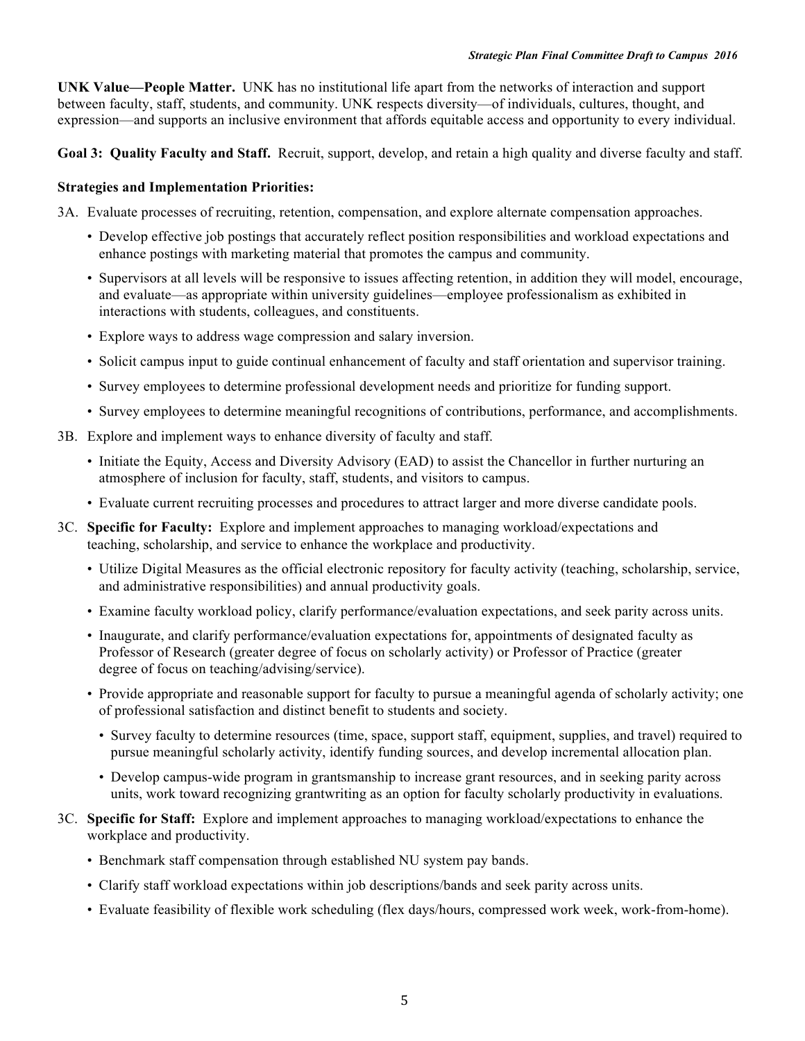**UNK Value—People Matter.** UNK has no institutional life apart from the networks of interaction and support between faculty, staff, students, and community. UNK respects diversity—of individuals, cultures, thought, and expression—and supports an inclusive environment that affords equitable access and opportunity to every individual.

**Goal 3: Quality Faculty and Staff.** Recruit, support, develop, and retain a high quality and diverse faculty and staff.

**Strategies and Implementation Priorities:**

3A. Evaluate processes of recruiting, retention, compensation, and explore alternate compensation approaches.

- Develop effective job postings that accurately reflect position responsibilities and workload expectations and enhance postings with marketing material that promotes the campus and community.
- Supervisors at all levels will be responsive to issues affecting retention, in addition they will model, encourage, and evaluate—as appropriate within university guidelines—employee professionalism as exhibited in interactions with students, colleagues, and constituents.
- Explore ways to address wage compression and salary inversion.
- Solicit campus input to guide continual enhancement of faculty and staff orientation and supervisor training.
- Survey employees to determine professional development needs and prioritize for funding support.
- Survey employees to determine meaningful recognitions of contributions, performance, and accomplishments.

3B. Explore and implement ways to enhance diversity of faculty and staff.

- Initiate the Equity, Access and Diversity Advisory (EAD) to assist the Chancellor in further nurturing an atmosphere of inclusion for faculty, staff, students, and visitors to campus.
- Evaluate current recruiting processes and procedures to attract larger and more diverse candidate pools.

3C. **Specific for Faculty:** Explore and implement approaches to managing workload/expectations and teaching, scholarship, and service to enhance the workplace and productivity.

- Utilize Digital Measures as the official electronic repository for faculty activity (teaching, scholarship, service, and administrative responsibilities) and annual productivity goals.
- Examine faculty workload policy, clarify performance/evaluation expectations, and seek parity across units.
- Inaugurate, and clarify performance/evaluation expectations for, appointments of designated faculty as Professor of Research (greater degree of focus on scholarly activity) or Professor of Practice (greater degree of focus on teaching/advising/service).
- Provide appropriate and reasonable support for faculty to pursue a meaningful agenda of scholarly activity; one of professional satisfaction and distinct benefit to students and society.
  - Survey faculty to determine resources (time, space, support staff, equipment, supplies, and travel) required to pursue meaningful scholarly activity, identify funding sources, and develop incremental allocation plan.
  - Develop campus-wide program in grantsmanship to increase grant resources, and in seeking parity across units, work toward recognizing grantwriting as an option for faculty scholarly productivity in evaluations.

3C. **Specific for Staff:** Explore and implement approaches to managing workload/expectations to enhance the workplace and productivity.

- Benchmark staff compensation through established NU system pay bands.
- Clarify staff workload expectations within job descriptions/bands and seek parity across units.
- Evaluate feasibility of flexible work scheduling (flex days/hours, compressed work week, work-from-home).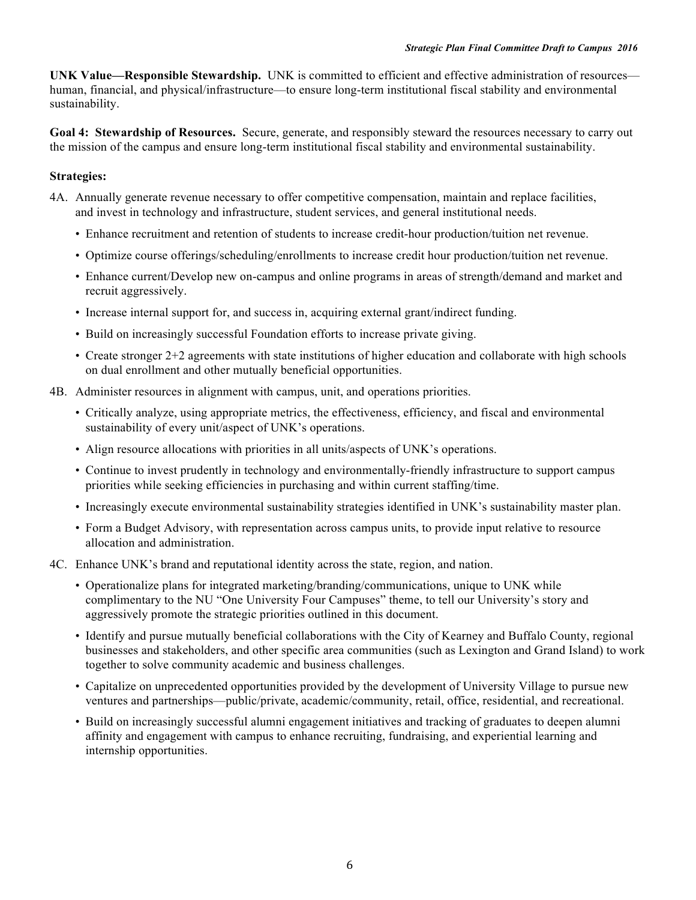**UNK Value—Responsible Stewardship.** UNK is committed to efficient and effective administration of resources—human, financial, and physical/infrastructure—to ensure long-term institutional fiscal stability and environmental sustainability.

**Goal 4: Stewardship of Resources.** Secure, generate, and responsibly steward the resources necessary to carry out the mission of the campus and ensure long-term institutional fiscal stability and environmental sustainability.

**Strategies:**

4A. Annually generate revenue necessary to offer competitive compensation, maintain and replace facilities, and invest in technology and infrastructure, student services, and general institutional needs.

- Enhance recruitment and retention of students to increase credit-hour production/tuition net revenue.
- Optimize course offerings/scheduling/enrollments to increase credit hour production/tuition net revenue.
- Enhance current/Develop new on-campus and online programs in areas of strength/demand and market and recruit aggressively.
- Increase internal support for, and success in, acquiring external grant/indirect funding.
- Build on increasingly successful Foundation efforts to increase private giving.
- Create stronger 2+2 agreements with state institutions of higher education and collaborate with high schools on dual enrollment and other mutually beneficial opportunities.

4B. Administer resources in alignment with campus, unit, and operations priorities.

- Critically analyze, using appropriate metrics, the effectiveness, efficiency, and fiscal and environmental sustainability of every unit/aspect of UNK's operations.
- Align resource allocations with priorities in all units/aspects of UNK's operations.
- Continue to invest prudently in technology and environmentally-friendly infrastructure to support campus priorities while seeking efficiencies in purchasing and within current staffing/time.
- Increasingly execute environmental sustainability strategies identified in UNK's sustainability master plan.
- Form a Budget Advisory, with representation across campus units, to provide input relative to resource allocation and administration.

4C. Enhance UNK's brand and reputational identity across the state, region, and nation.

- Operationalize plans for integrated marketing/branding/communications, unique to UNK while complimentary to the NU "One University Four Campuses" theme, to tell our University's story and aggressively promote the strategic priorities outlined in this document.
- Identify and pursue mutually beneficial collaborations with the City of Kearney and Buffalo County, regional businesses and stakeholders, and other specific area communities (such as Lexington and Grand Island) to work together to solve community academic and business challenges.
- Capitalize on unprecedented opportunities provided by the development of University Village to pursue new ventures and partnerships—public/private, academic/community, retail, office, residential, and recreational.
- Build on increasingly successful alumni engagement initiatives and tracking of graduates to deepen alumni affinity and engagement with campus to enhance recruiting, fundraising, and experiential learning and internship opportunities.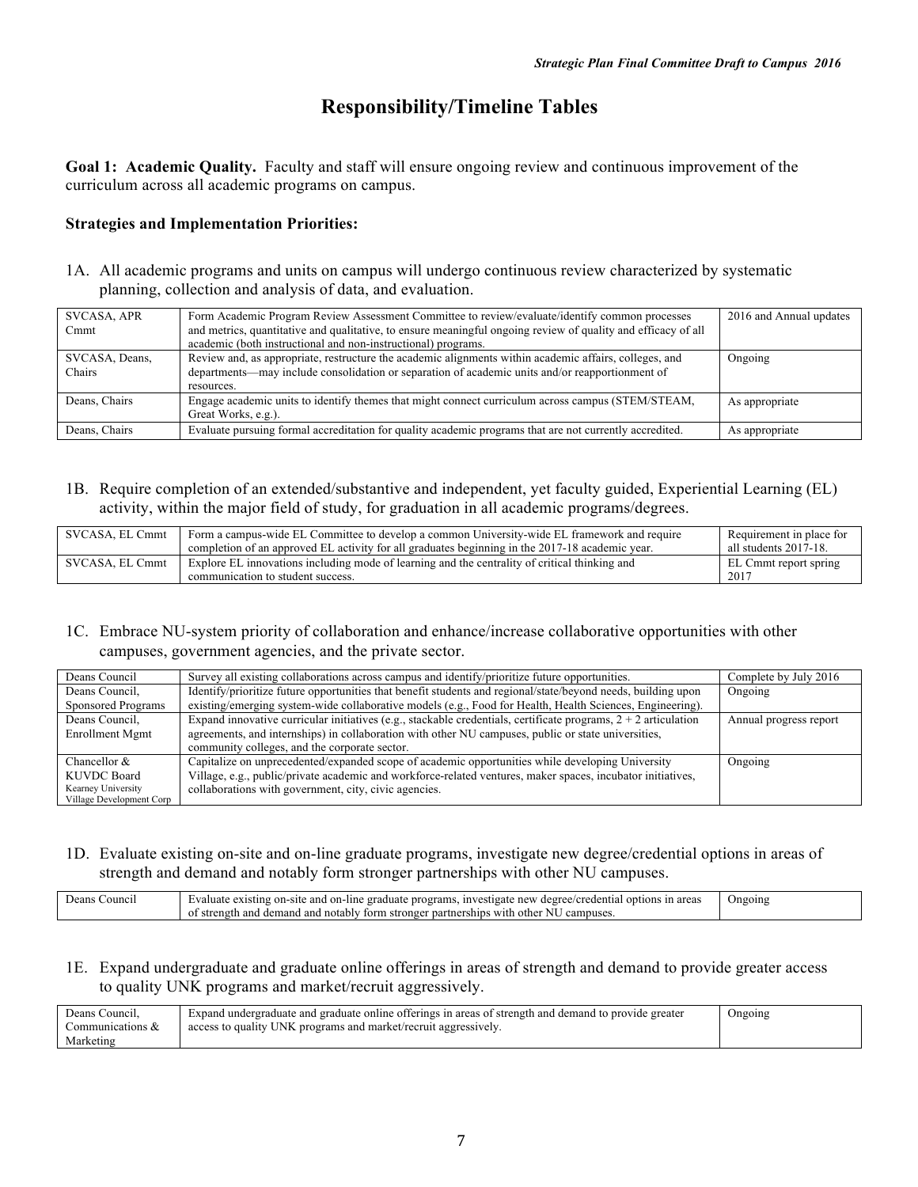# Responsibility/Timeline Tables

**Goal 1: Academic Quality.** Faculty and staff will ensure ongoing review and continuous improvement of the curriculum across all academic programs on campus.

**Strategies and Implementation Priorities:**

1A. All academic programs and units on campus will undergo continuous review characterized by systematic planning, collection and analysis of data, and evaluation.

| | | |
|---|---|---|
| SVCASA, APR Cmmt | Form Academic Program Review Assessment Committee to review/evaluate/identify common processes and metrics, quantitative and qualitative, to ensure meaningful ongoing review of quality and efficacy of all academic (both instructional and non-instructional) programs. | 2016 and Annual updates |
| SVCASA, Deans, Chairs | Review and, as appropriate, restructure the academic alignments within academic affairs, colleges, and departments—may include consolidation or separation of academic units and/or reapportionment of resources. | Ongoing |
| Deans, Chairs | Engage academic units to identify themes that might connect curriculum across campus (STEM/STEAM, Great Works, e.g.). | As appropriate |
| Deans, Chairs | Evaluate pursuing formal accreditation for quality academic programs that are not currently accredited. | As appropriate |

1B. Require completion of an extended/substantive and independent, yet faculty guided, Experiential Learning (EL) activity, within the major field of study, for graduation in all academic programs/degrees.

| | | |
|---|---|---|
| SVCASA, EL Cmmt | Form a campus-wide EL Committee to develop a common University-wide EL framework and require completion of an approved EL activity for all graduates beginning in the 2017-18 academic year. | Requirement in place for all students 2017-18. |
| SVCASA, EL Cmmt | Explore EL innovations including mode of learning and the centrality of critical thinking and communication to student success. | EL Cmmt report spring 2017 |

1C. Embrace NU-system priority of collaboration and enhance/increase collaborative opportunities with other campuses, government agencies, and the private sector.

| | | |
|---|---|---|
| Deans Council | Survey all existing collaborations across campus and identify/prioritize future opportunities. | Complete by July 2016 |
| Deans Council, Sponsored Programs | Identify/prioritize future opportunities that benefit students and regional/state/beyond needs, building upon existing/emerging system-wide collaborative models (e.g., Food for Health, Health Sciences, Engineering). | Ongoing |
| Deans Council, Enrollment Mgmt | Expand innovative curricular initiatives (e.g., stackable credentials, certificate programs, 2 + 2 articulation agreements, and internships) in collaboration with other NU campuses, public or state universities, community colleges, and the corporate sector. | Annual progress report |
| Chancellor & KUVDC Board Kearney University Village Development Corp | Capitalize on unprecedented/expanded scope of academic opportunities while developing University Village, e.g., public/private academic and workforce-related ventures, maker spaces, incubator initiatives, collaborations with government, city, civic agencies. | Ongoing |

1D. Evaluate existing on-site and on-line graduate programs, investigate new degree/credential options in areas of strength and demand and notably form stronger partnerships with other NU campuses.

| | | |
|---|---|---|
| Deans Council | Evaluate existing on-site and on-line graduate programs, investigate new degree/credential options in areas of strength and demand and notably form stronger partnerships with other NU campuses. | Ongoing |

1E. Expand undergraduate and graduate online offerings in areas of strength and demand to provide greater access to quality UNK programs and market/recruit aggressively.

| | | |
|---|---|---|
| Deans Council, Communications & Marketing | Expand undergraduate and graduate online offerings in areas of strength and demand to provide greater access to quality UNK programs and market/recruit aggressively. | Ongoing |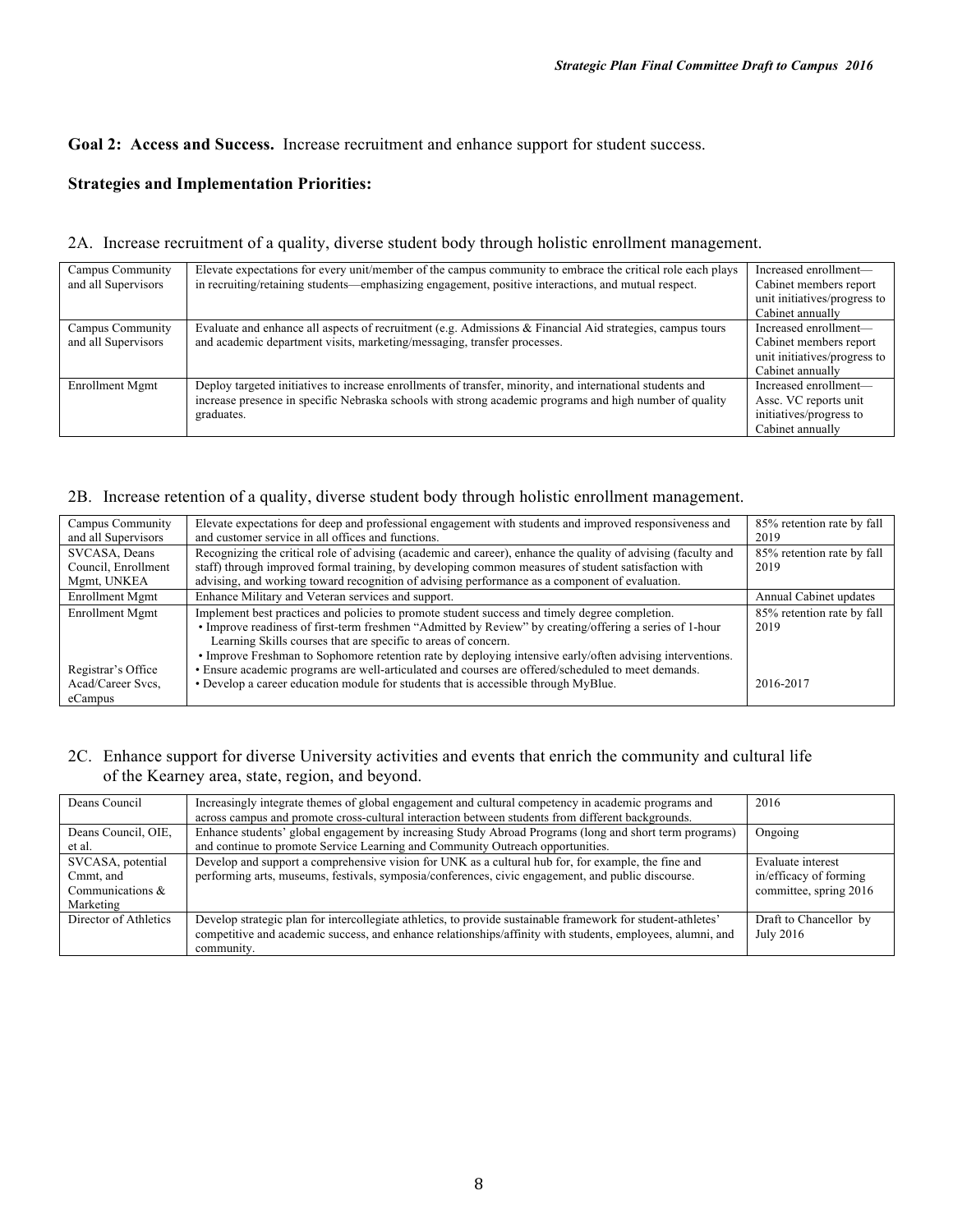**Goal 2: Access and Success.** Increase recruitment and enhance support for student success.

**Strategies and Implementation Priorities:**

2A. Increase recruitment of a quality, diverse student body through holistic enrollment management.

| | | |
|---|---|---|
| Campus Community and all Supervisors | Elevate expectations for every unit/member of the campus community to embrace the critical role each plays in recruiting/retaining students—emphasizing engagement, positive interactions, and mutual respect. | Increased enrollment—Cabinet members report unit initiatives/progress to Cabinet annually |
| Campus Community and all Supervisors | Evaluate and enhance all aspects of recruitment (e.g. Admissions & Financial Aid strategies, campus tours and academic department visits, marketing/messaging, transfer processes. | Increased enrollment—Cabinet members report unit initiatives/progress to Cabinet annually |
| Enrollment Mgmt | Deploy targeted initiatives to increase enrollments of transfer, minority, and international students and increase presence in specific Nebraska schools with strong academic programs and high number of quality graduates. | Increased enrollment—Assc. VC reports unit initiatives/progress to Cabinet annually |

2B. Increase retention of a quality, diverse student body through holistic enrollment management.

| | | |
|---|---|---|
| Campus Community and all Supervisors | Elevate expectations for deep and professional engagement with students and improved responsiveness and and customer service in all offices and functions. | 85% retention rate by fall 2019 |
| SVCASA, Deans Council, Enrollment Mgmt, UNKEA | Recognizing the critical role of advising (academic and career), enhance the quality of advising (faculty and staff) through improved formal training, by developing common measures of student satisfaction with advising, and working toward recognition of advising performance as a component of evaluation. | 85% retention rate by fall 2019 |
| Enrollment Mgmt | Enhance Military and Veteran services and support. | Annual Cabinet updates |
| Enrollment Mgmt | Implement best practices and policies to promote student success and timely degree completion.<br>• Improve readiness of first-term freshmen "Admitted by Review" by creating/offering a series of 1-hour Learning Skills courses that are specific to areas of concern.<br>• Improve Freshman to Sophomore retention rate by deploying intensive early/often advising interventions. | 85% retention rate by fall 2019 |
| Registrar's Office | • Ensure academic programs are well-articulated and courses are offered/scheduled to meet demands. | |
| Acad/Career Svcs, eCampus | • Develop a career education module for students that is accessible through MyBlue. | 2016-2017 |

2C. Enhance support for diverse University activities and events that enrich the community and cultural life of the Kearney area, state, region, and beyond.

| | | |
|---|---|---|
| Deans Council | Increasingly integrate themes of global engagement and cultural competency in academic programs and across campus and promote cross-cultural interaction between students from different backgrounds. | 2016 |
| Deans Council, OIE, et al. | Enhance students' global engagement by increasing Study Abroad Programs (long and short term programs) and continue to promote Service Learning and Community Outreach opportunities. | Ongoing |
| SVCASA, potential Cmmt, and Communications & Marketing | Develop and support a comprehensive vision for UNK as a cultural hub for, for example, the fine and performing arts, museums, festivals, symposia/conferences, civic engagement, and public discourse. | Evaluate interest in/efficacy of forming committee, spring 2016 |
| Director of Athletics | Develop strategic plan for intercollegiate athletics, to provide sustainable framework for student-athletes' competitive and academic success, and enhance relationships/affinity with students, employees, alumni, and community. | Draft to Chancellor by July 2016 |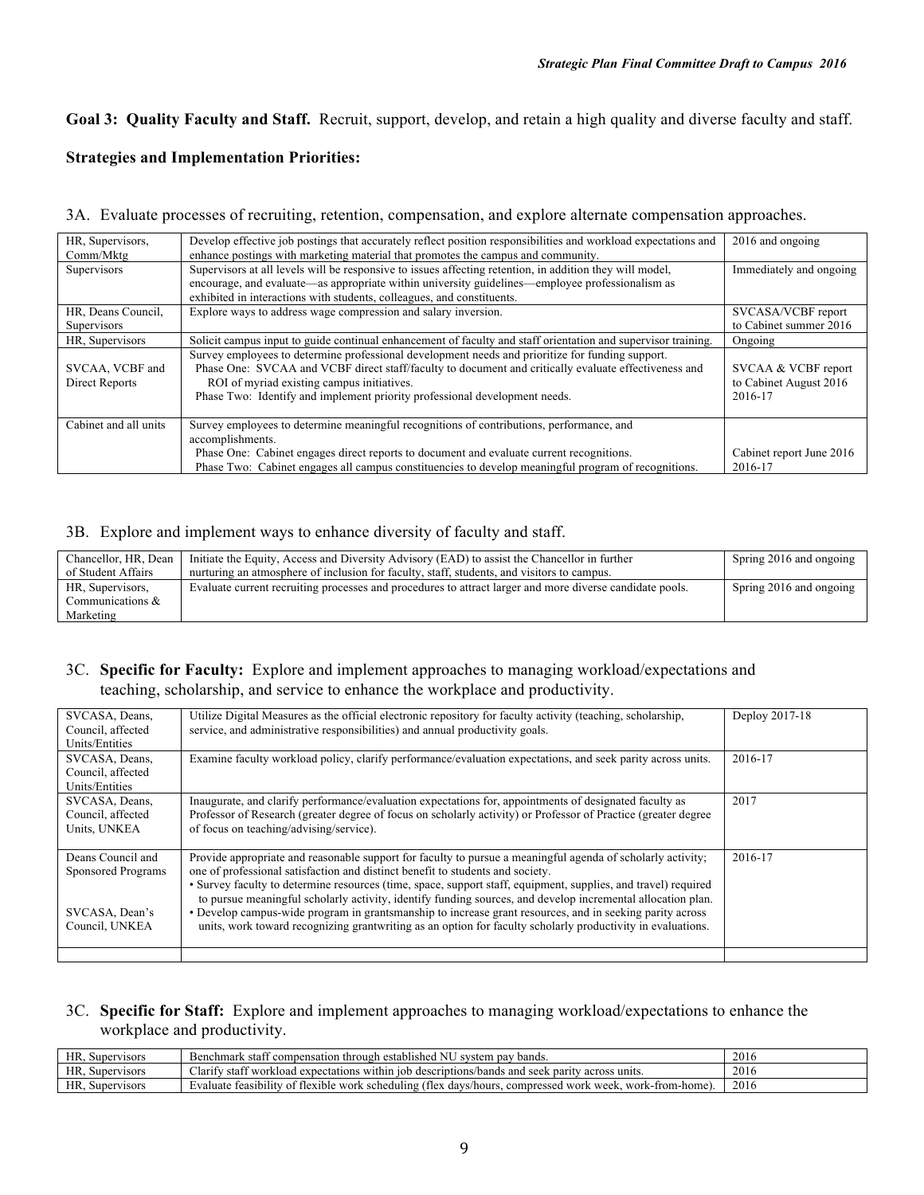**Goal 3: Quality Faculty and Staff.** Recruit, support, develop, and retain a high quality and diverse faculty and staff.

**Strategies and Implementation Priorities:**

3A. Evaluate processes of recruiting, retention, compensation, and explore alternate compensation approaches.

| | | |
|---|---|---|
| HR, Supervisors, Comm/Mktg | Develop effective job postings that accurately reflect position responsibilities and workload expectations and enhance postings with marketing material that promotes the campus and community. | 2016 and ongoing |
| Supervisors | Supervisors at all levels will be responsive to issues affecting retention, in addition they will model, encourage, and evaluate—as appropriate within university guidelines—employee professionalism as exhibited in interactions with students, colleagues, and constituents. | Immediately and ongoing |
| HR, Deans Council, Supervisors | Explore ways to address wage compression and salary inversion. | SVCASA/VCBF report to Cabinet summer 2016 |
| HR, Supervisors | Solicit campus input to guide continual enhancement of faculty and staff orientation and supervisor training. | Ongoing |
| SVCAA, VCBF and Direct Reports | Survey employees to determine professional development needs and prioritize for funding support. Phase One: SVCAA and VCBF direct staff/faculty to document and critically evaluate effectiveness and ROI of myriad existing campus initiatives. Phase Two: Identify and implement priority professional development needs. | SVCAA & VCBF report to Cabinet August 2016 2016-17 |
| Cabinet and all units | Survey employees to determine meaningful recognitions of contributions, performance, and accomplishments. Phase One: Cabinet engages direct reports to document and evaluate current recognitions. Phase Two: Cabinet engages all campus constituencies to develop meaningful program of recognitions. | Cabinet report June 2016 2016-17 |

3B. Explore and implement ways to enhance diversity of faculty and staff.

| | | |
|---|---|---|
| Chancellor, HR, Dean of Student Affairs | Initiate the Equity, Access and Diversity Advisory (EAD) to assist the Chancellor in further nurturing an atmosphere of inclusion for faculty, staff, students, and visitors to campus. | Spring 2016 and ongoing |
| HR, Supervisors, Communications & Marketing | Evaluate current recruiting processes and procedures to attract larger and more diverse candidate pools. | Spring 2016 and ongoing |

3C. **Specific for Faculty:** Explore and implement approaches to managing workload/expectations and teaching, scholarship, and service to enhance the workplace and productivity.

| | | |
|---|---|---|
| SVCASA, Deans, Council, affected Units/Entities | Utilize Digital Measures as the official electronic repository for faculty activity (teaching, scholarship, service, and administrative responsibilities) and annual productivity goals. | Deploy 2017-18 |
| SVCASA, Deans, Council, affected Units/Entities | Examine faculty workload policy, clarify performance/evaluation expectations, and seek parity across units. | 2016-17 |
| SVCASA, Deans, Council, affected Units, UNKEA | Inaugurate, and clarify performance/evaluation expectations for, appointments of designated faculty as Professor of Research (greater degree of focus on scholarly activity) or Professor of Practice (greater degree of focus on teaching/advising/service). | 2017 |
| Deans Council and Sponsored Programs<br><br>SVCASA, Dean's Council, UNKEA | Provide appropriate and reasonable support for faculty to pursue a meaningful agenda of scholarly activity; one of professional satisfaction and distinct benefit to students and society.<br>• Survey faculty to determine resources (time, space, support staff, equipment, supplies, and travel) required to pursue meaningful scholarly activity, identify funding sources, and develop incremental allocation plan.<br>• Develop campus-wide program in grantsmanship to increase grant resources, and in seeking parity across units, work toward recognizing grantwriting as an option for faculty scholarly productivity in evaluations. | 2016-17 |
| | | |

3C. **Specific for Staff:** Explore and implement approaches to managing workload/expectations to enhance the workplace and productivity.

| | | |
|---|---|---|
| HR, Supervisors | Benchmark staff compensation through established NU system pay bands. | 2016 |
| HR, Supervisors | Clarify staff workload expectations within job descriptions/bands and seek parity across units. | 2016 |
| HR, Supervisors | Evaluate feasibility of flexible work scheduling (flex days/hours, compressed work week, work-from-home). | 2016 |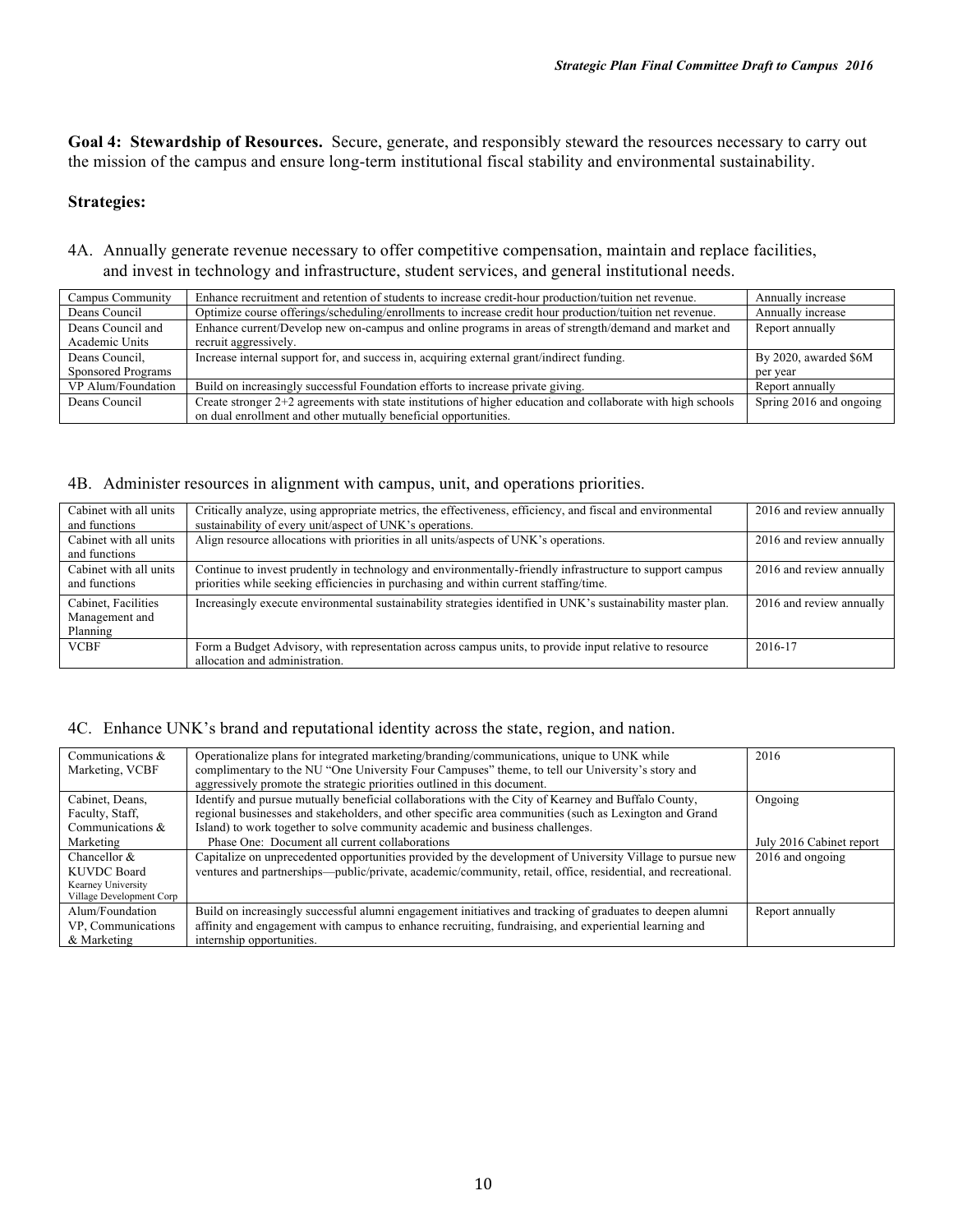**Goal 4: Stewardship of Resources.** Secure, generate, and responsibly steward the resources necessary to carry out the mission of the campus and ensure long-term institutional fiscal stability and environmental sustainability.

**Strategies:**

4A. Annually generate revenue necessary to offer competitive compensation, maintain and replace facilities, and invest in technology and infrastructure, student services, and general institutional needs.

| | | |
|---|---|---|
| Campus Community | Enhance recruitment and retention of students to increase credit-hour production/tuition net revenue. | Annually increase |
| Deans Council | Optimize course offerings/scheduling/enrollments to increase credit hour production/tuition net revenue. | Annually increase |
| Deans Council and Academic Units | Enhance current/Develop new on-campus and online programs in areas of strength/demand and market and recruit aggressively. | Report annually |
| Deans Council, Sponsored Programs | Increase internal support for, and success in, acquiring external grant/indirect funding. | By 2020, awarded $6M per year |
| VP Alum/Foundation | Build on increasingly successful Foundation efforts to increase private giving. | Report annually |
| Deans Council | Create stronger 2+2 agreements with state institutions of higher education and collaborate with high schools on dual enrollment and other mutually beneficial opportunities. | Spring 2016 and ongoing |

4B. Administer resources in alignment with campus, unit, and operations priorities.

| | | |
|---|---|---|
| Cabinet with all units and functions | Critically analyze, using appropriate metrics, the effectiveness, efficiency, and fiscal and environmental sustainability of every unit/aspect of UNK's operations. | 2016 and review annually |
| Cabinet with all units and functions | Align resource allocations with priorities in all units/aspects of UNK's operations. | 2016 and review annually |
| Cabinet with all units and functions | Continue to invest prudently in technology and environmentally-friendly infrastructure to support campus priorities while seeking efficiencies in purchasing and within current staffing/time. | 2016 and review annually |
| Cabinet, Facilities Management and Planning | Increasingly execute environmental sustainability strategies identified in UNK's sustainability master plan. | 2016 and review annually |
| VCBF | Form a Budget Advisory, with representation across campus units, to provide input relative to resource allocation and administration. | 2016-17 |

4C. Enhance UNK's brand and reputational identity across the state, region, and nation.

| | | |
|---|---|---|
| Communications & Marketing, VCBF | Operationalize plans for integrated marketing/branding/communications, unique to UNK while complimentary to the NU "One University Four Campuses" theme, to tell our University's story and aggressively promote the strategic priorities outlined in this document. | 2016 |
| Cabinet, Deans, Faculty, Staff, Communications & Marketing | Identify and pursue mutually beneficial collaborations with the City of Kearney and Buffalo County, regional businesses and stakeholders, and other specific area communities (such as Lexington and Grand Island) to work together to solve community academic and business challenges.<br>Phase One: Document all current collaborations | Ongoing<br><br>July 2016 Cabinet report |
| Chancellor & KUVDC Board Kearney University Village Development Corp | Capitalize on unprecedented opportunities provided by the development of University Village to pursue new ventures and partnerships—public/private, academic/community, retail, office, residential, and recreational. | 2016 and ongoing |
| Alum/Foundation VP, Communications & Marketing | Build on increasingly successful alumni engagement initiatives and tracking of graduates to deepen alumni affinity and engagement with campus to enhance recruiting, fundraising, and experiential learning and internship opportunities. | Report annually |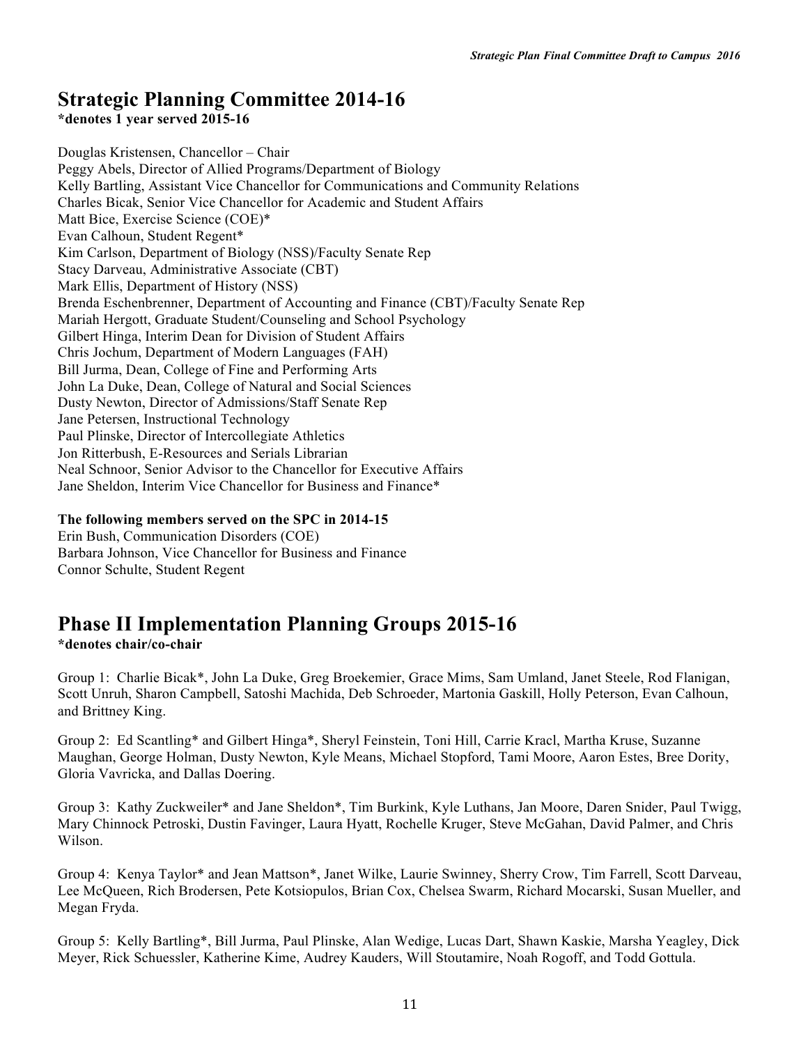## Strategic Planning Committee 2014-16

**\*denotes 1 year served 2015-16**

Douglas Kristensen, Chancellor – Chair
Peggy Abels, Director of Allied Programs/Department of Biology
Kelly Bartling, Assistant Vice Chancellor for Communications and Community Relations
Charles Bicak, Senior Vice Chancellor for Academic and Student Affairs
Matt Bice, Exercise Science (COE)*
Evan Calhoun, Student Regent*
Kim Carlson, Department of Biology (NSS)/Faculty Senate Rep
Stacy Darveau, Administrative Associate (CBT)
Mark Ellis, Department of History (NSS)
Brenda Eschenbrenner, Department of Accounting and Finance (CBT)/Faculty Senate Rep
Mariah Hergott, Graduate Student/Counseling and School Psychology
Gilbert Hinga, Interim Dean for Division of Student Affairs
Chris Jochum, Department of Modern Languages (FAH)
Bill Jurma, Dean, College of Fine and Performing Arts
John La Duke, Dean, College of Natural and Social Sciences
Dusty Newton, Director of Admissions/Staff Senate Rep
Jane Petersen, Instructional Technology
Paul Plinske, Director of Intercollegiate Athletics
Jon Ritterbush, E-Resources and Serials Librarian
Neal Schnoor, Senior Advisor to the Chancellor for Executive Affairs
Jane Sheldon, Interim Vice Chancellor for Business and Finance*

**The following members served on the SPC in 2014-15**
Erin Bush, Communication Disorders (COE)
Barbara Johnson, Vice Chancellor for Business and Finance
Connor Schulte, Student Regent

## Phase II Implementation Planning Groups 2015-16

**\*denotes chair/co-chair**

Group 1: Charlie Bicak*, John La Duke, Greg Broekemier, Grace Mims, Sam Umland, Janet Steele, Rod Flanigan, Scott Unruh, Sharon Campbell, Satoshi Machida, Deb Schroeder, Martonia Gaskill, Holly Peterson, Evan Calhoun, and Brittney King.

Group 2: Ed Scantling* and Gilbert Hinga*, Sheryl Feinstein, Toni Hill, Carrie Kracl, Martha Kruse, Suzanne Maughan, George Holman, Dusty Newton, Kyle Means, Michael Stopford, Tami Moore, Aaron Estes, Bree Dority, Gloria Vavricka, and Dallas Doering.

Group 3: Kathy Zuckweiler* and Jane Sheldon*, Tim Burkink, Kyle Luthans, Jan Moore, Daren Snider, Paul Twigg, Mary Chinnock Petroski, Dustin Favinger, Laura Hyatt, Rochelle Kruger, Steve McGahan, David Palmer, and Chris Wilson.

Group 4: Kenya Taylor* and Jean Mattson*, Janet Wilke, Laurie Swinney, Sherry Crow, Tim Farrell, Scott Darveau, Lee McQueen, Rich Brodersen, Pete Kotsiopulos, Brian Cox, Chelsea Swarm, Richard Mocarski, Susan Mueller, and Megan Fryda.

Group 5: Kelly Bartling*, Bill Jurma, Paul Plinske, Alan Wedige, Lucas Dart, Shawn Kaskie, Marsha Yeagley, Dick Meyer, Rick Schuessler, Katherine Kime, Audrey Kauders, Will Stoutamire, Noah Rogoff, and Todd Gottula.